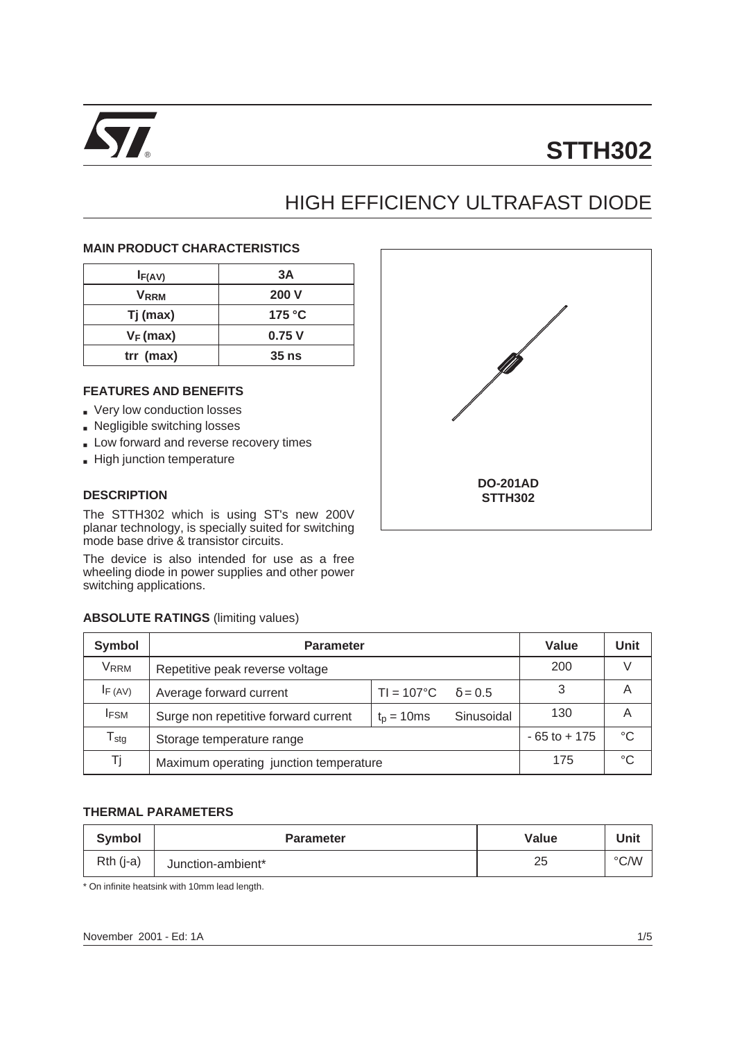# STTH302

## HIGH EFFICIENCY ULTRAFAST DIODE

### MAIN PRODUCT CHARACTERISTICS

| $I_{F(AV)}$ | 3A |
|---|---|
| $V_{RRM}$ | 200 V |
| Tj (max) | 175 °C |
| $V_F$ (max) | 0.75 V |
| trr (max) | 35 ns |

### FEATURES AND BENEFITS

- Very low conduction losses
- Negligible switching losses
- Low forward and reverse recovery times
- High junction temperature

### DESCRIPTION

The STTH302 which is using ST's new 200V planar technology, is specially suited for switching mode base drive & transistor circuits.

The device is also intended for use as a free wheeling diode in power supplies and other power switching applications.

**DO-201AD**
**STTH302**

### ABSOLUTE RATINGS (limiting values)

| Symbol | Parameter | | | Value | Unit |
|---|---|---|---|---|---|
| $V_{RRM}$ | Repetitive peak reverse voltage | | | 200 | V |
| $I_{F(AV)}$ | Average forward current | Tl = 107°C | δ = 0.5 | 3 | A |
| $I_{FSM}$ | Surge non repetitive forward current | $t_p$ = 10ms | Sinusoidal | 130 | A |
| $T_{stg}$ | Storage temperature range | | | - 65 to + 175 | °C |
| Tj | Maximum operating junction temperature | | | 175 | °C |

### THERMAL PARAMETERS

| Symbol | Parameter | Value | Unit |
|---|---|---|---|
| Rth (j-a) | Junction-ambient* | 25 | °C/W |

\* On infinite heatsink with 10mm lead length.

November 2001 - Ed: 1A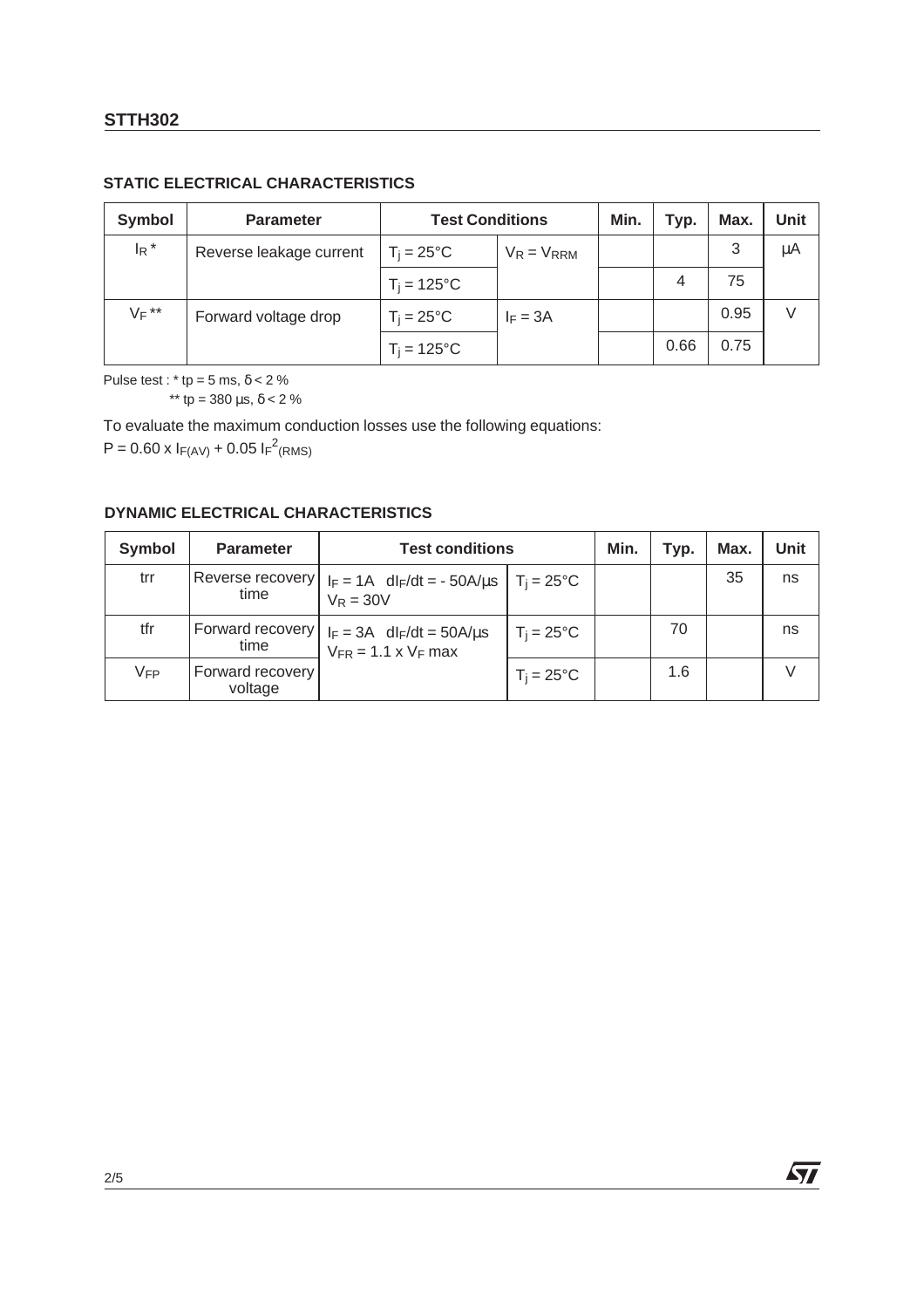### STATIC ELECTRICAL CHARACTERISTICS

| Symbol | Parameter | Test Conditions | | Min. | Typ. | Max. | Unit |
|---|---|---|---|---|---|---|---|
| $I_R$ * | Reverse leakage current | $T_j = 25°C$ | $V_R = V_{RRM}$ | | | 3 | µA |
| | | $T_j = 125°C$ | | | 4 | 75 | |
| $V_F$ ** | Forward voltage drop | $T_j = 25°C$ | $I_F = 3A$ | | | 0.95 | V |
| | | $T_j = 125°C$ | | | 0.66 | 0.75 | |

Pulse test : * tp = 5 ms, δ < 2 %
** tp = 380 µs, δ < 2 %

To evaluate the maximum conduction losses use the following equations:
$P = 0.60 \times I_{F(AV)} + 0.05\, I_F^{2}{}_{(RMS)}$

### DYNAMIC ELECTRICAL CHARACTERISTICS

| Symbol | Parameter | Test conditions | | Min. | Typ. | Max. | Unit |
|---|---|---|---|---|---|---|---|
| trr | Reverse recovery time | $I_F = 1A$ $dI_F/dt = -50A/µs$ $V_R = 30V$ | $T_j = 25°C$ | | | 35 | ns |
| tfr | Forward recovery time | $I_F = 3A$ $dI_F/dt = 50A/µs$ $V_{FR} = 1.1 \times V_F$ max | $T_j = 25°C$ | | 70 | | ns |
| $V_{FP}$ | Forward recovery voltage | | $T_j = 25°C$ | | 1.6 | | V |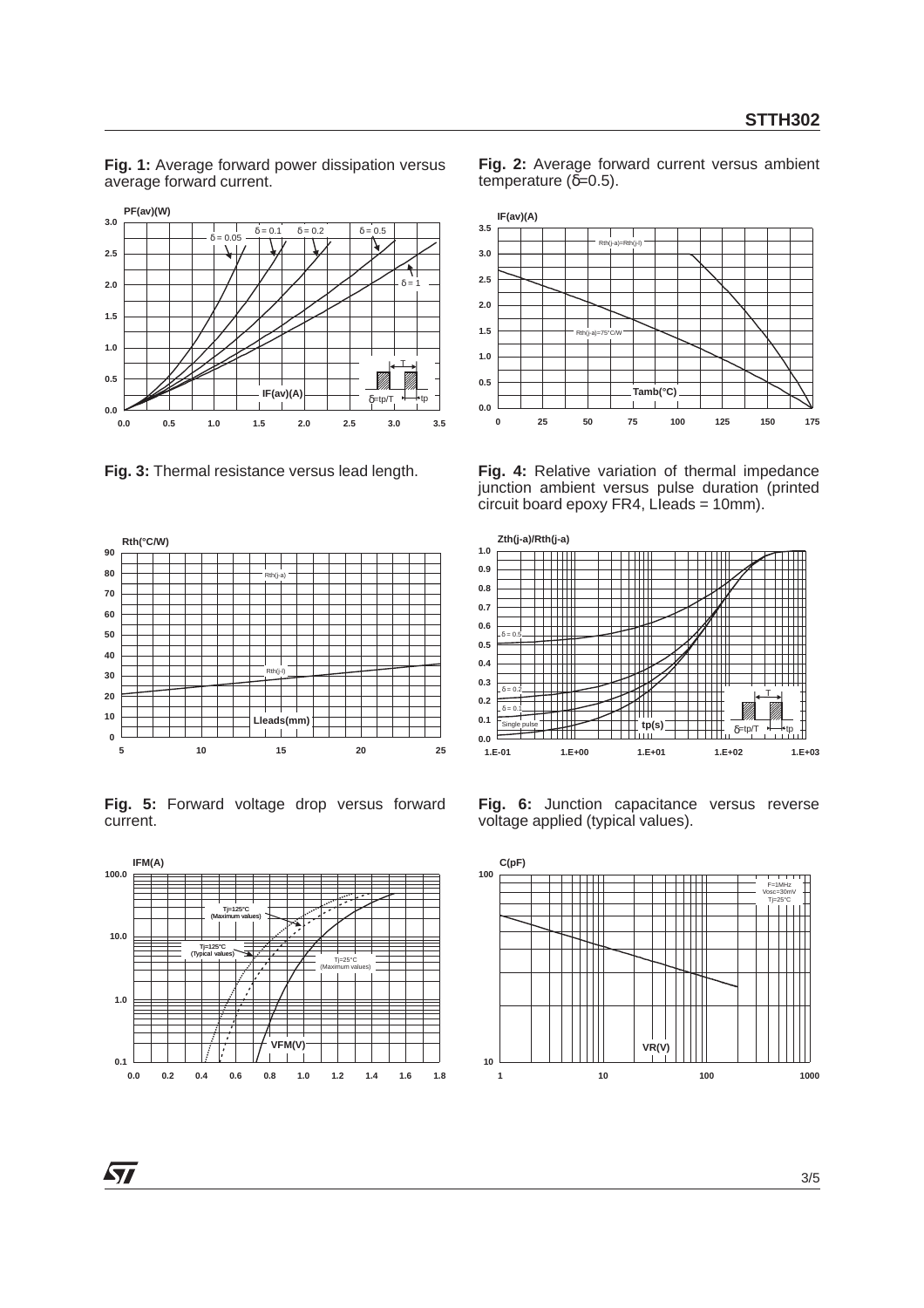**Fig. 1:** Average forward power dissipation versus average forward current.

**Fig. 2:** Average forward current versus ambient temperature (δ=0.5).

**Fig. 3:** Thermal resistance versus lead length.

**Fig. 4:** Relative variation of thermal impedance junction ambient versus pulse duration (printed circuit board epoxy FR4, Lleads = 10mm).

**Fig. 5:** Forward voltage drop versus forward current.

**Fig. 6:** Junction capacitance versus reverse voltage applied (typical values).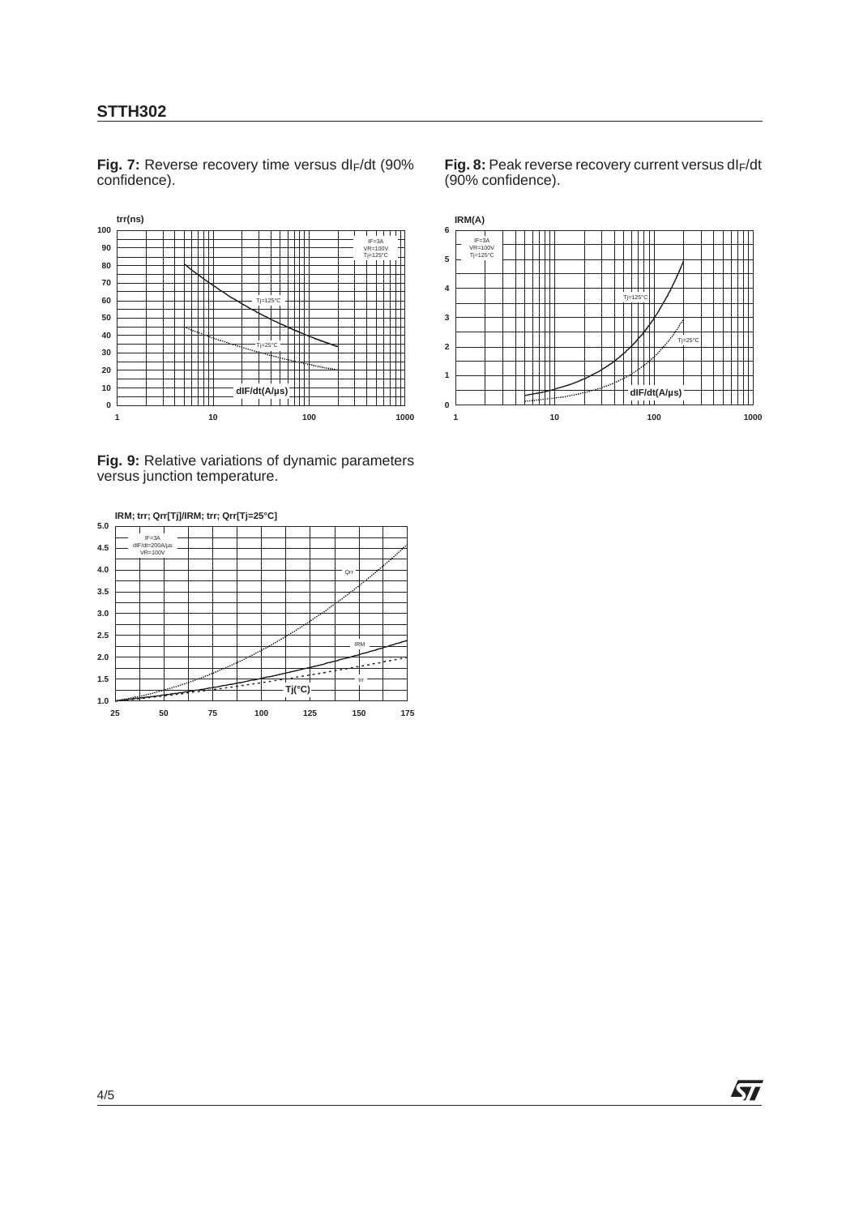**Fig. 7:** Reverse recovery time versus $dI_F/dt$ (90% confidence).

**Fig. 8:** Peak reverse recovery current versus $dI_F/dt$ (90% confidence).

**Fig. 9:** Relative variations of dynamic parameters versus junction temperature.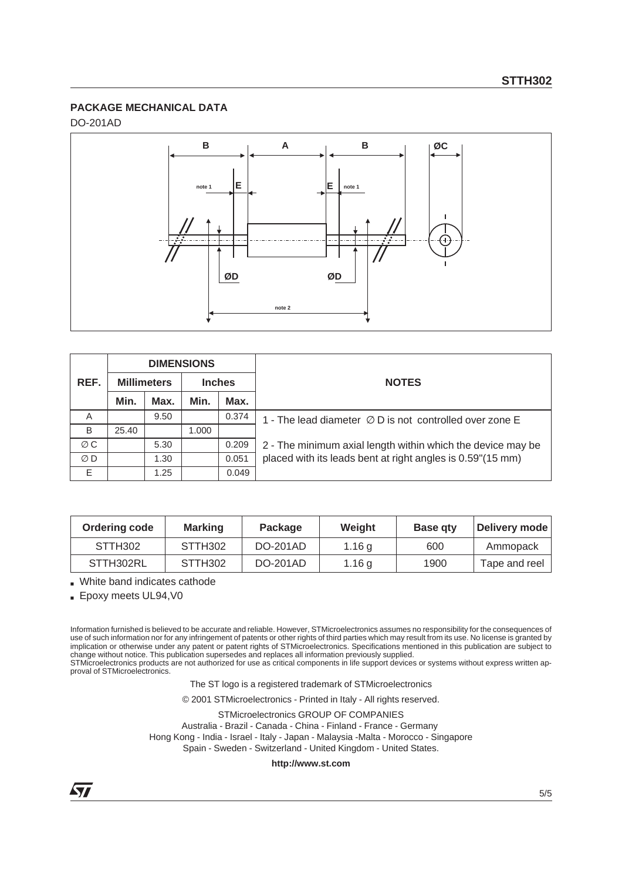## PACKAGE MECHANICAL DATA

DO-201AD

B
A
B
ØC
note 1
E
E
note 1
ØD
ØD
note 2

| REF. | DIMENSIONS | | | | NOTES |
|---|---|---|---|---|---|
| | Millimeters | | Inches | | |
| | Min. | Max. | Min. | Max. | |
| A | | 9.50 | | 0.374 | 1 - The lead diameter ∅ D is not controlled over zone E |
| B | 25.40 | | 1.000 | | |
| ∅ C | | 5.30 | | 0.209 | 2 - The minimum axial length within which the device may be placed with its leads bent at right angles is 0.59"(15 mm) |
| ∅ D | | 1.30 | | 0.051 | |
| E | | 1.25 | | 0.049 | |

| Ordering code | Marking | Package | Weight | Base qty | Delivery mode |
|---|---|---|---|---|---|
| STTH302 | STTH302 | DO-201AD | 1.16 g | 600 | Ammopack |
| STTH302RL | STTH302 | DO-201AD | 1.16 g | 1900 | Tape and reel |

- White band indicates cathode
- Epoxy meets UL94,V0

Information furnished is believed to be accurate and reliable. However, STMicroelectronics assumes no responsibility for the consequences of use of such information nor for any infringement of patents or other rights of third parties which may result from its use. No license is granted by implication or otherwise under any patent or patent rights of STMicroelectronics. Specifications mentioned in this publication are subject to change without notice. This publication supersedes and replaces all information previously supplied.
STMicroelectronics products are not authorized for use as critical components in life support devices or systems without express written approval of STMicroelectronics.

The ST logo is a registered trademark of STMicroelectronics

© 2001 STMicroelectronics - Printed in Italy - All rights reserved.

STMicroelectronics GROUP OF COMPANIES

Australia - Brazil - Canada - China - Finland - France - Germany
Hong Kong - India - Israel - Italy - Japan - Malaysia -Malta - Morocco - Singapore
Spain - Sweden - Switzerland - United Kingdom - United States.

**http://www.st.com**